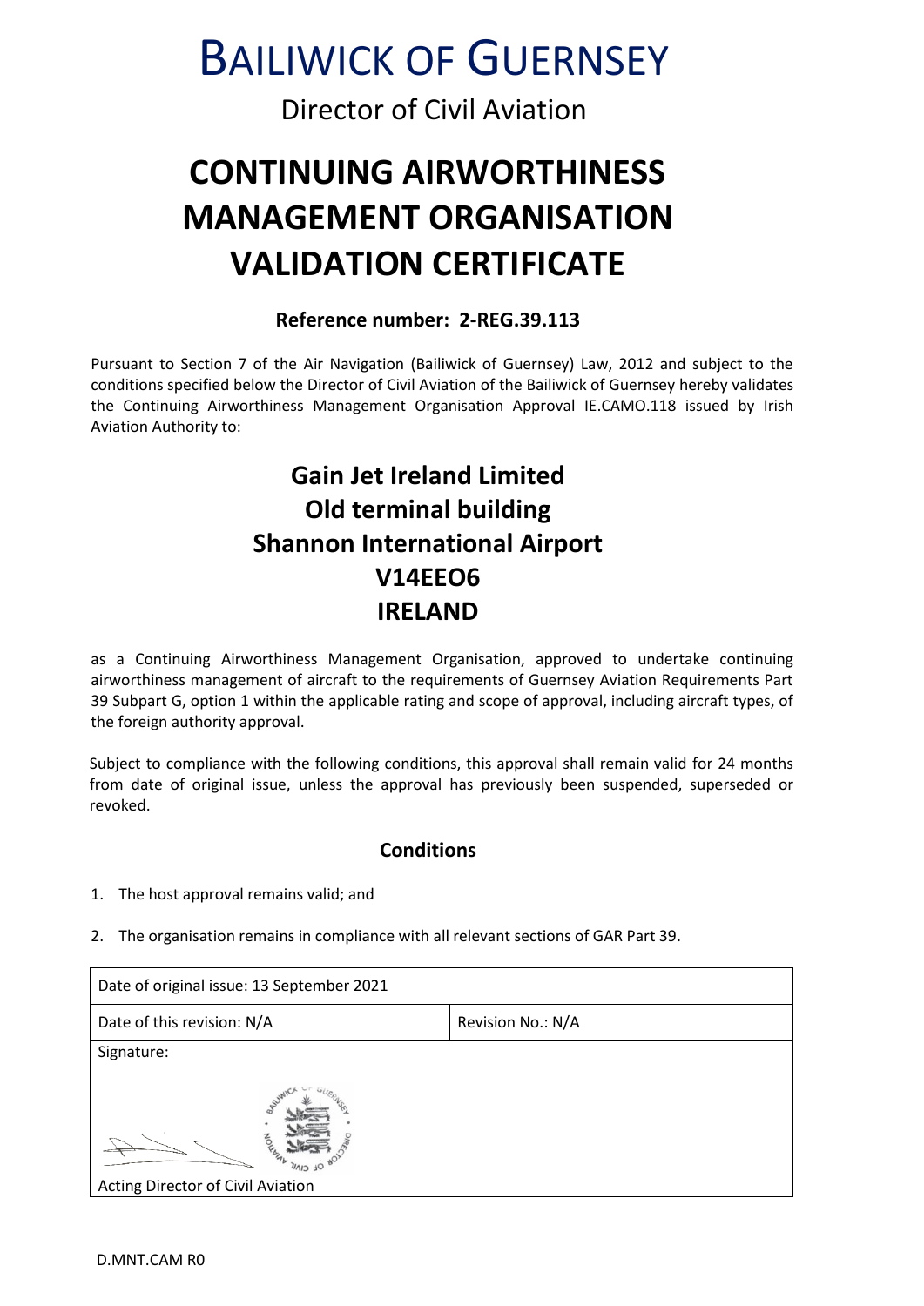# BAILIWICK OF GUERNSEY

Director of Civil Aviation

# CONTINUING AIRWORTHINESS MANAGEMENT ORGANISATION VALIDATION CERTIFICATE

**Reference number: 2-REG.39.113**

Pursuant to Section 7 of the Air Navigation (Bailiwick of Guernsey) Law, 2012 and subject to the conditions specified below the Director of Civil Aviation of the Bailiwick of Guernsey hereby validates the Continuing Airworthiness Management Organisation Approval IE.CAMO.118 issued by Irish Aviation Authority to:

**Gain Jet Ireland Limited**
**Old terminal building**
**Shannon International Airport**
**V14EEO6**
**IRELAND**

as a Continuing Airworthiness Management Organisation, approved to undertake continuing airworthiness management of aircraft to the requirements of Guernsey Aviation Requirements Part 39 Subpart G, option 1 within the applicable rating and scope of approval, including aircraft types, of the foreign authority approval.

Subject to compliance with the following conditions, this approval shall remain valid for 24 months from date of original issue, unless the approval has previously been suspended, superseded or revoked.

## Conditions

1. The host approval remains valid; and
2. The organisation remains in compliance with all relevant sections of GAR Part 39.

| Date of original issue: 13 September 2021 | |
|---|---|
| Date of this revision: N/A | Revision No.: N/A |
| Signature: Acting Director of Civil Aviation | |

D.MNT.CAM R0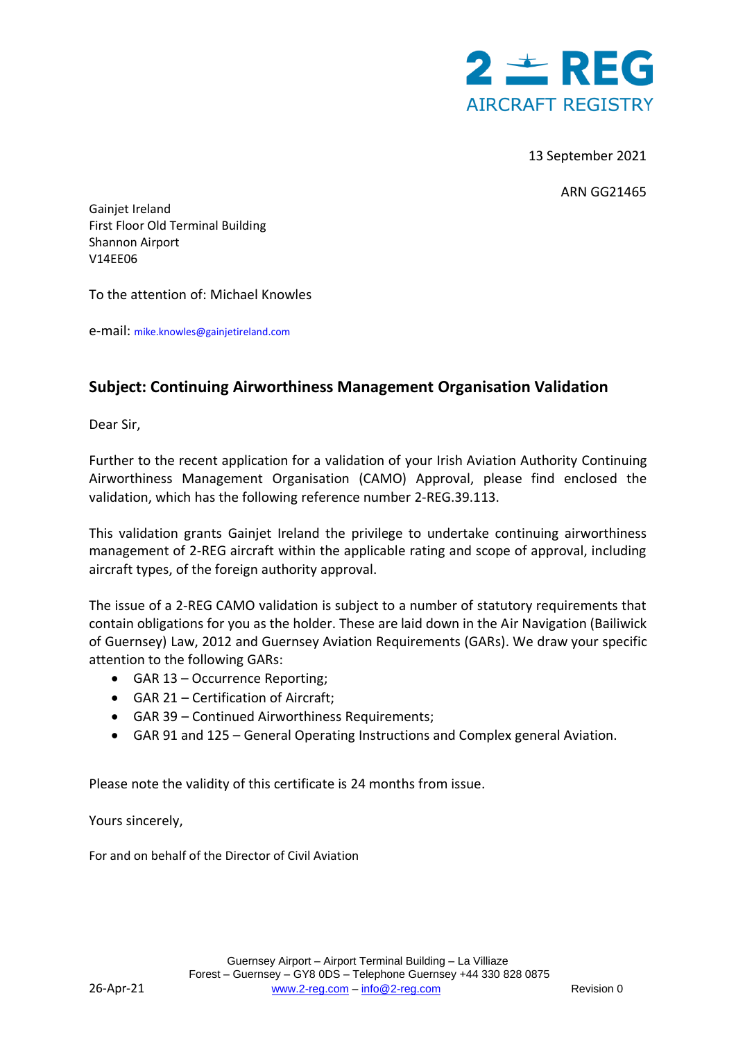2 REG
AIRCRAFT REGISTRY

13 September 2021

ARN GG21465

Gainjet Ireland
First Floor Old Terminal Building
Shannon Airport
V14EE06

To the attention of: Michael Knowles

e-mail: mike.knowles@gainjetireland.com

## Subject: Continuing Airworthiness Management Organisation Validation

Dear Sir,

Further to the recent application for a validation of your Irish Aviation Authority Continuing Airworthiness Management Organisation (CAMO) Approval, please find enclosed the validation, which has the following reference number 2-REG.39.113.

This validation grants Gainjet Ireland the privilege to undertake continuing airworthiness management of 2-REG aircraft within the applicable rating and scope of approval, including aircraft types, of the foreign authority approval.

The issue of a 2-REG CAMO validation is subject to a number of statutory requirements that contain obligations for you as the holder. These are laid down in the Air Navigation (Bailiwick of Guernsey) Law, 2012 and Guernsey Aviation Requirements (GARs). We draw your specific attention to the following GARs:

- GAR 13 – Occurrence Reporting;
- GAR 21 – Certification of Aircraft;
- GAR 39 – Continued Airworthiness Requirements;
- GAR 91 and 125 – General Operating Instructions and Complex general Aviation.

Please note the validity of this certificate is 24 months from issue.

Yours sincerely,

For and on behalf of the Director of Civil Aviation

Guernsey Airport – Airport Terminal Building – La Villiaze
Forest – Guernsey – GY8 0DS – Telephone Guernsey +44 330 828 0875
www.2-reg.com – info@2-reg.com

26-Apr-21 Revision 0